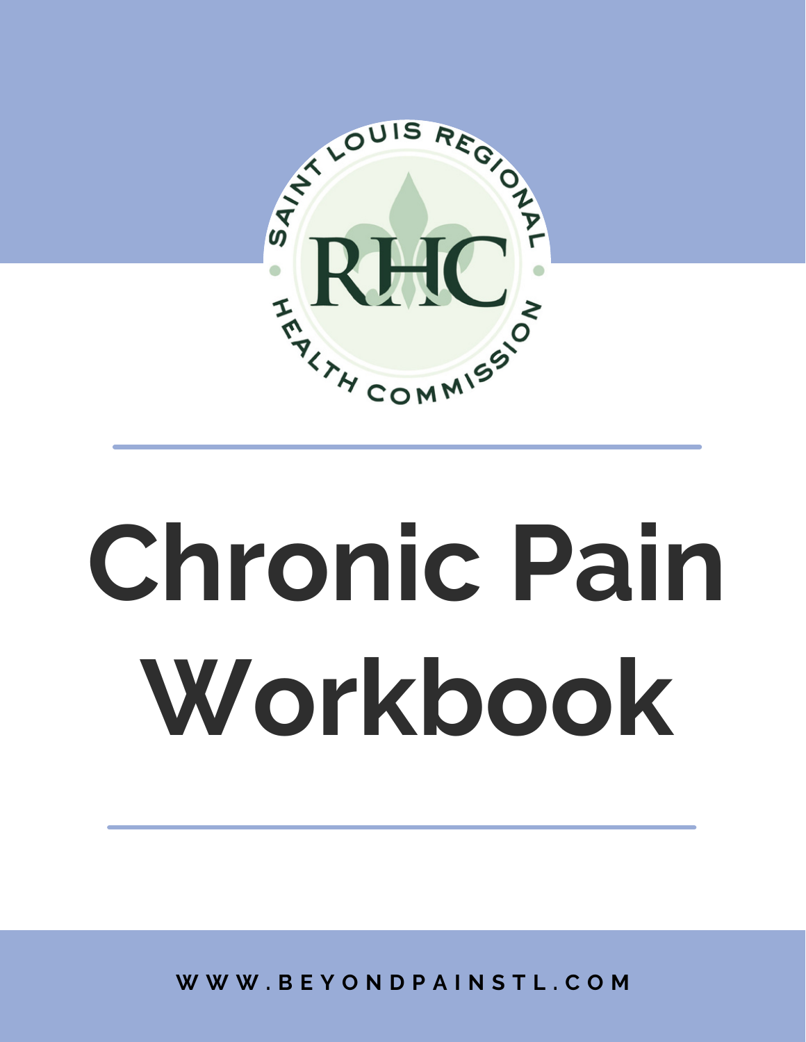SAINT LOUIS REGIONAL HEALTH COMMISSION

RHC

# Chronic Pain Workbook

WWW.BEYONDPAINSTL.COM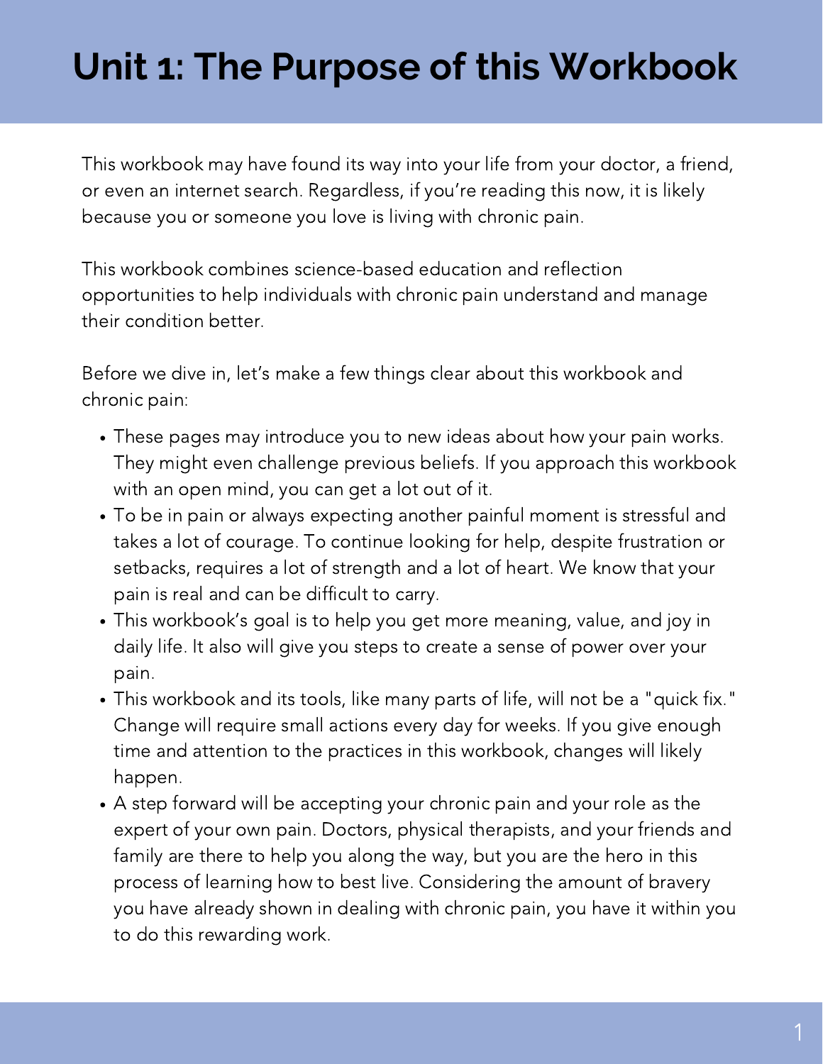# Unit 1: The Purpose of this Workbook

This workbook may have found its way into your life from your doctor, a friend, or even an internet search. Regardless, if you're reading this now, it is likely because you or someone you love is living with chronic pain.

This workbook combines science-based education and reflection opportunities to help individuals with chronic pain understand and manage their condition better.

Before we dive in, let's make a few things clear about this workbook and chronic pain:

- These pages may introduce you to new ideas about how your pain works. They might even challenge previous beliefs. If you approach this workbook with an open mind, you can get a lot out of it.
- To be in pain or always expecting another painful moment is stressful and takes a lot of courage. To continue looking for help, despite frustration or setbacks, requires a lot of strength and a lot of heart. We know that your pain is real and can be difficult to carry.
- This workbook's goal is to help you get more meaning, value, and joy in daily life. It also will give you steps to create a sense of power over your pain.
- This workbook and its tools, like many parts of life, will not be a "quick fix." Change will require small actions every day for weeks. If you give enough time and attention to the practices in this workbook, changes will likely happen.
- A step forward will be accepting your chronic pain and your role as the expert of your own pain. Doctors, physical therapists, and your friends and family are there to help you along the way, but you are the hero in this process of learning how to best live. Considering the amount of bravery you have already shown in dealing with chronic pain, you have it within you to do this rewarding work.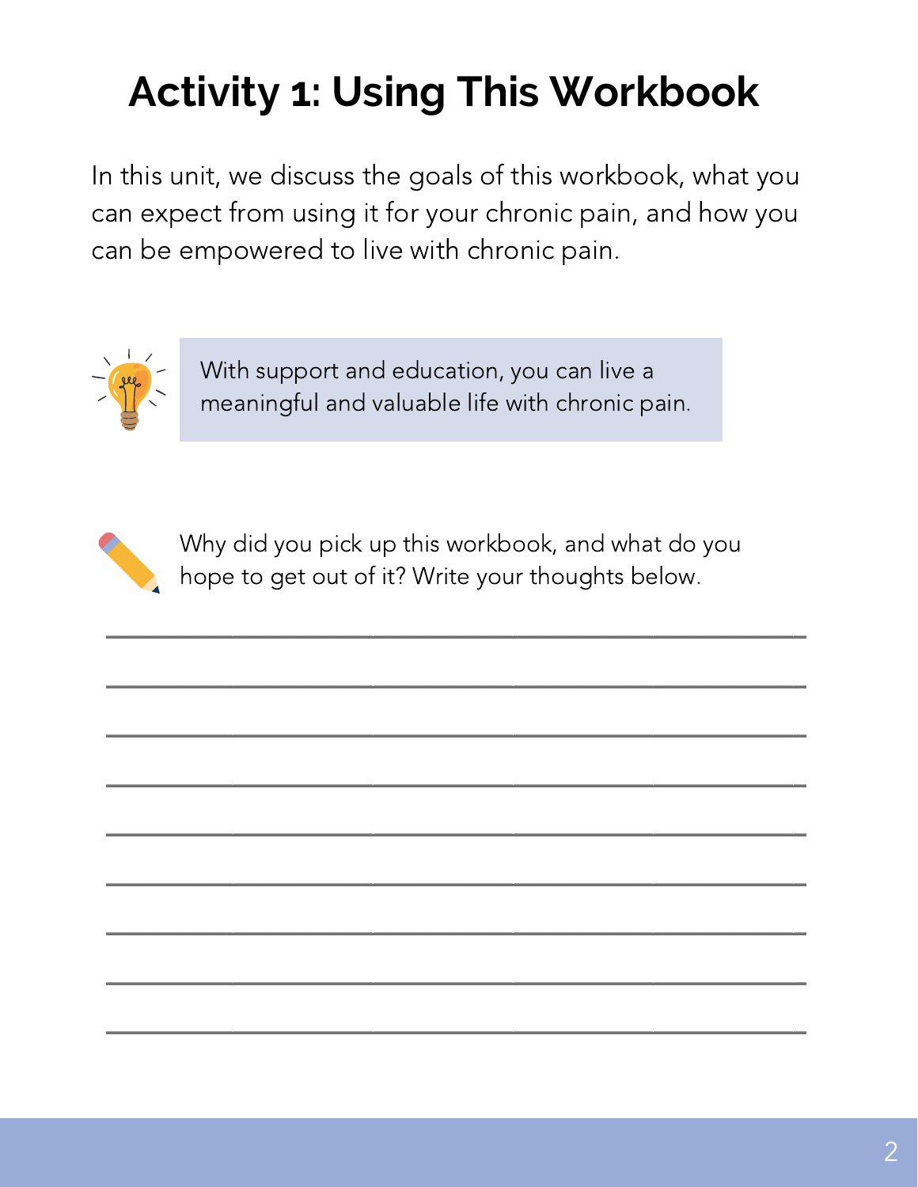# Activity 1: Using This Workbook

In this unit, we discuss the goals of this workbook, what you can expect from using it for your chronic pain, and how you can be empowered to live with chronic pain.

> With support and education, you can live a meaningful and valuable life with chronic pain.

Why did you pick up this workbook, and what do you hope to get out of it? Write your thoughts below.

\_\_\_\_\_\_\_\_\_\_\_\_\_\_\_\_\_\_\_\_\_\_\_\_\_\_\_\_\_\_\_\_\_\_\_\_\_\_\_\_\_\_\_\_\_\_\_\_\_\_\_\_\_\_\_\_

\_\_\_\_\_\_\_\_\_\_\_\_\_\_\_\_\_\_\_\_\_\_\_\_\_\_\_\_\_\_\_\_\_\_\_\_\_\_\_\_\_\_\_\_\_\_\_\_\_\_\_\_\_\_\_\_

\_\_\_\_\_\_\_\_\_\_\_\_\_\_\_\_\_\_\_\_\_\_\_\_\_\_\_\_\_\_\_\_\_\_\_\_\_\_\_\_\_\_\_\_\_\_\_\_\_\_\_\_\_\_\_\_

\_\_\_\_\_\_\_\_\_\_\_\_\_\_\_\_\_\_\_\_\_\_\_\_\_\_\_\_\_\_\_\_\_\_\_\_\_\_\_\_\_\_\_\_\_\_\_\_\_\_\_\_\_\_\_\_

\_\_\_\_\_\_\_\_\_\_\_\_\_\_\_\_\_\_\_\_\_\_\_\_\_\_\_\_\_\_\_\_\_\_\_\_\_\_\_\_\_\_\_\_\_\_\_\_\_\_\_\_\_\_\_\_

\_\_\_\_\_\_\_\_\_\_\_\_\_\_\_\_\_\_\_\_\_\_\_\_\_\_\_\_\_\_\_\_\_\_\_\_\_\_\_\_\_\_\_\_\_\_\_\_\_\_\_\_\_\_\_\_

\_\_\_\_\_\_\_\_\_\_\_\_\_\_\_\_\_\_\_\_\_\_\_\_\_\_\_\_\_\_\_\_\_\_\_\_\_\_\_\_\_\_\_\_\_\_\_\_\_\_\_\_\_\_\_\_

\_\_\_\_\_\_\_\_\_\_\_\_\_\_\_\_\_\_\_\_\_\_\_\_\_\_\_\_\_\_\_\_\_\_\_\_\_\_\_\_\_\_\_\_\_\_\_\_\_\_\_\_\_\_\_\_

\_\_\_\_\_\_\_\_\_\_\_\_\_\_\_\_\_\_\_\_\_\_\_\_\_\_\_\_\_\_\_\_\_\_\_\_\_\_\_\_\_\_\_\_\_\_\_\_\_\_\_\_\_\_\_\_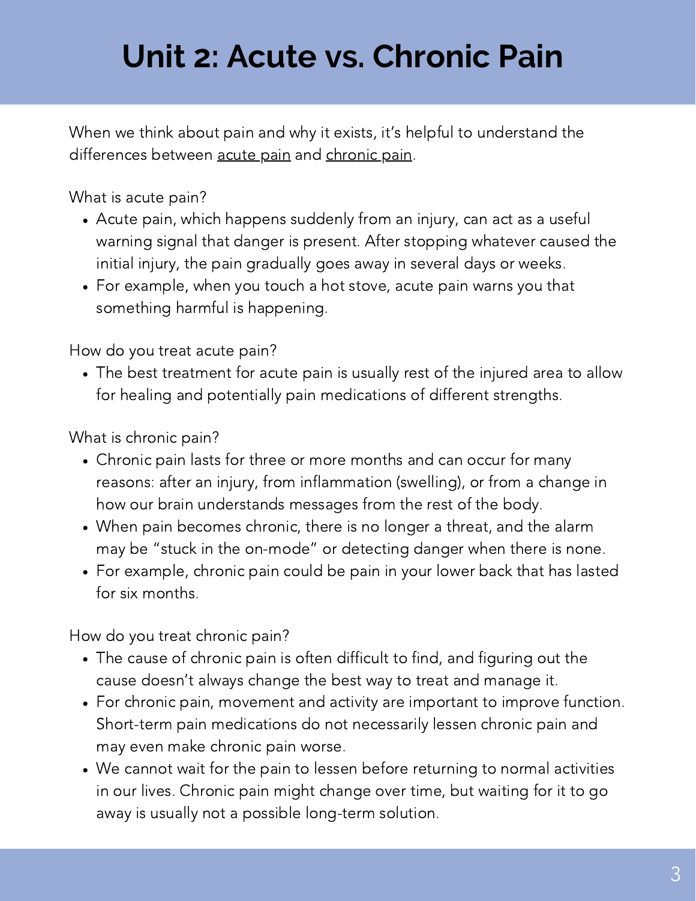# Unit 2: Acute vs. Chronic Pain

When we think about pain and why it exists, it's helpful to understand the differences between acute pain and chronic pain.

What is acute pain?

- Acute pain, which happens suddenly from an injury, can act as a useful warning signal that danger is present. After stopping whatever caused the initial injury, the pain gradually goes away in several days or weeks.
- For example, when you touch a hot stove, acute pain warns you that something harmful is happening.

How do you treat acute pain?

- The best treatment for acute pain is usually rest of the injured area to allow for healing and potentially pain medications of different strengths.

What is chronic pain?

- Chronic pain lasts for three or more months and can occur for many reasons: after an injury, from inflammation (swelling), or from a change in how our brain understands messages from the rest of the body.
- When pain becomes chronic, there is no longer a threat, and the alarm may be "stuck in the on-mode" or detecting danger when there is none.
- For example, chronic pain could be pain in your lower back that has lasted for six months.

How do you treat chronic pain?

- The cause of chronic pain is often difficult to find, and figuring out the cause doesn't always change the best way to treat and manage it.
- For chronic pain, movement and activity are important to improve function. Short-term pain medications do not necessarily lessen chronic pain and may even make chronic pain worse.
- We cannot wait for the pain to lessen before returning to normal activities in our lives. Chronic pain might change over time, but waiting for it to go away is usually not a possible long-term solution.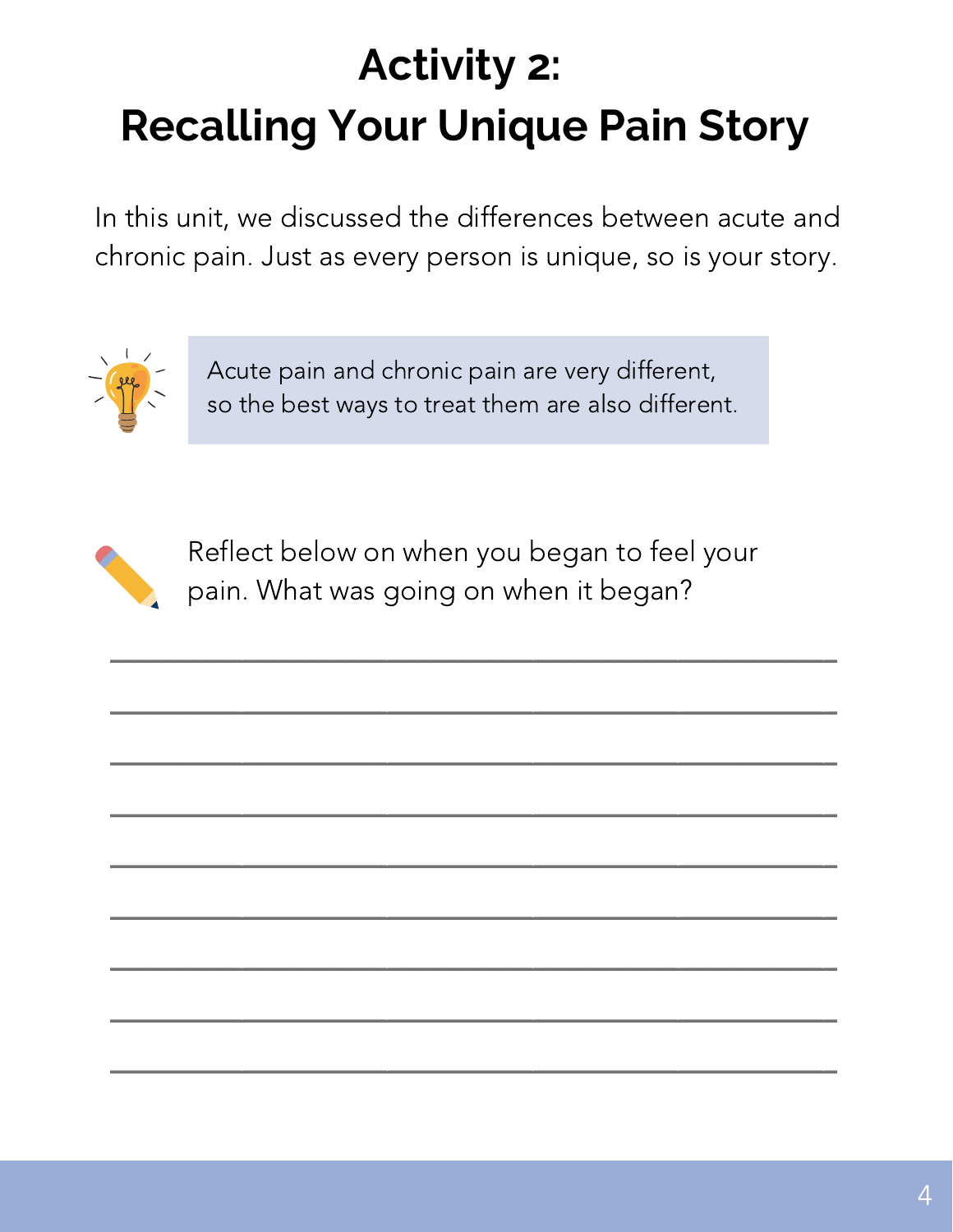# Activity 2:
# Recalling Your Unique Pain Story

In this unit, we discussed the differences between acute and chronic pain. Just as every person is unique, so is your story.

> Acute pain and chronic pain are very different, so the best ways to treat them are also different.

Reflect below on when you began to feel your pain. What was going on when it began?

______________________________________________________________

______________________________________________________________

______________________________________________________________

______________________________________________________________

______________________________________________________________

______________________________________________________________

______________________________________________________________

______________________________________________________________

______________________________________________________________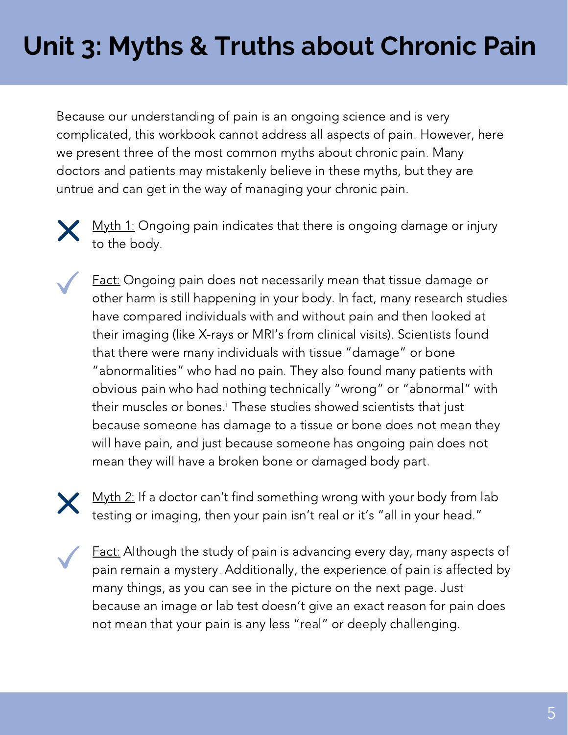# Unit 3: Myths & Truths about Chronic Pain

Because our understanding of pain is an ongoing science and is very complicated, this workbook cannot address all aspects of pain. However, here we present three of the most common myths about chronic pain. Many doctors and patients may mistakenly believe in these myths, but they are untrue and can get in the way of managing your chronic pain.

✗ <u>Myth 1:</u> Ongoing pain indicates that there is ongoing damage or injury to the body.

✓ <u>Fact:</u> Ongoing pain does not necessarily mean that tissue damage or other harm is still happening in your body. In fact, many research studies have compared individuals with and without pain and then looked at their imaging (like X-rays or MRI's from clinical visits). Scientists found that there were many individuals with tissue "damage" or bone "abnormalities" who had no pain. They also found many patients with obvious pain who had nothing technically "wrong" or "abnormal" with their muscles or bones.[i] These studies showed scientists that just because someone has damage to a tissue or bone does not mean they will have pain, and just because someone has ongoing pain does not mean they will have a broken bone or damaged body part.

✗ <u>Myth 2:</u> If a doctor can't find something wrong with your body from lab testing or imaging, then your pain isn't real or it's "all in your head."

✓ <u>Fact:</u> Although the study of pain is advancing every day, many aspects of pain remain a mystery. Additionally, the experience of pain is affected by many things, as you can see in the picture on the next page. Just because an image or lab test doesn't give an exact reason for pain does not mean that your pain is any less "real" or deeply challenging.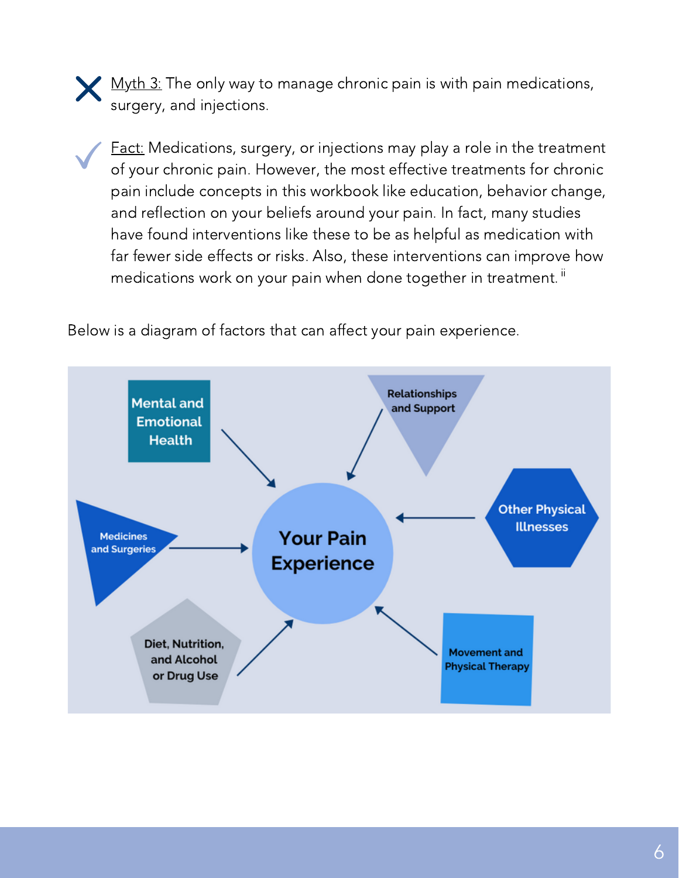❌ Myth 3: The only way to manage chronic pain is with pain medications, surgery, and injections.

✓ Fact: Medications, surgery, or injections may play a role in the treatment of your chronic pain. However, the most effective treatments for chronic pain include concepts in this workbook like education, behavior change, and reflection on your beliefs around your pain. In fact, many studies have found interventions like these to be as helpful as medication with far fewer side effects or risks. Also, these interventions can improve how medications work on your pain when done together in treatment.[ii]

Below is a diagram of factors that can affect your pain experience.

**Your Pain Experience**

- Mental and Emotional Health
- Relationships and Support
- Other Physical Illnesses
- Movement and Physical Therapy
- Diet, Nutrition, and Alcohol or Drug Use
- Medicines and Surgeries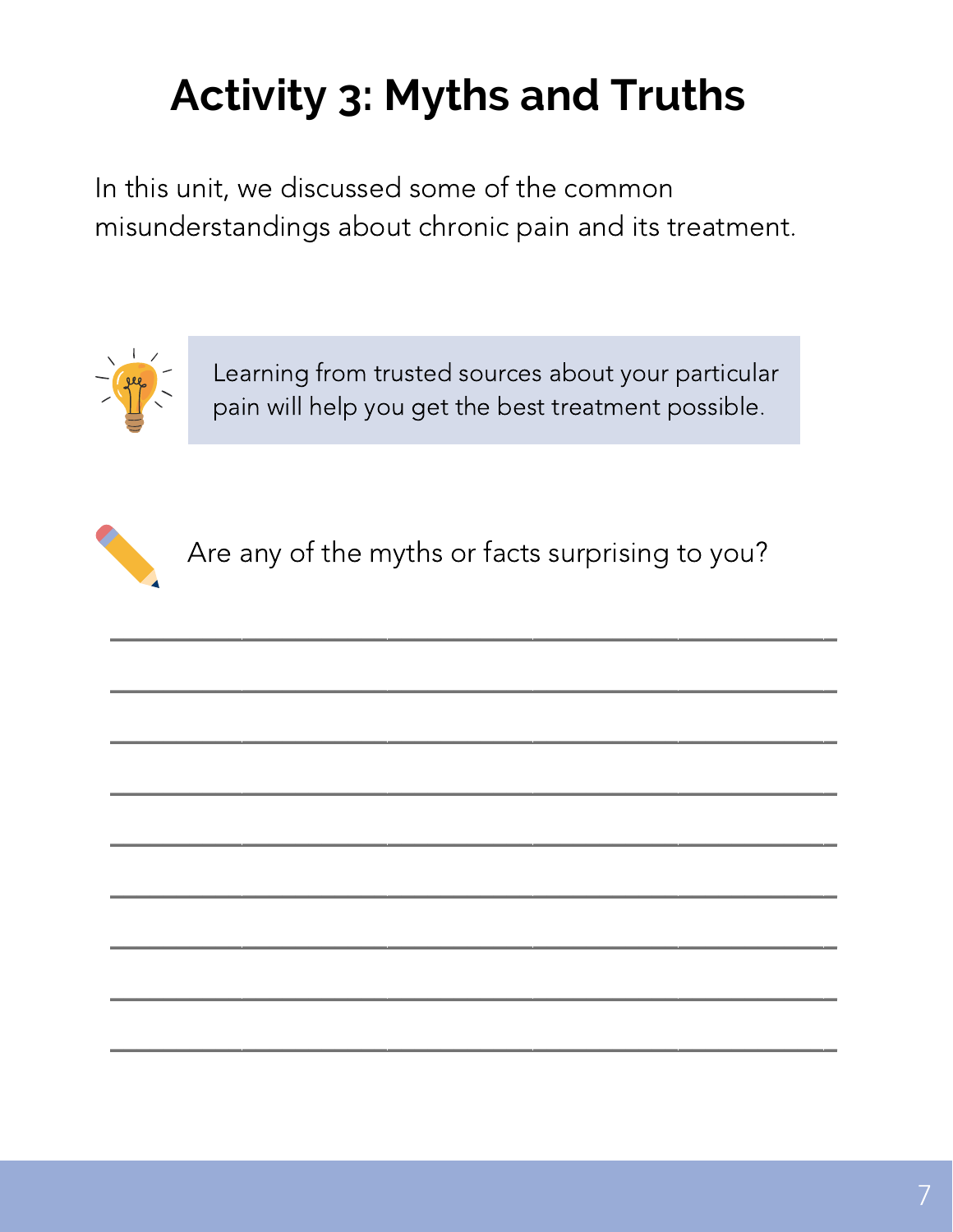# Activity 3: Myths and Truths

In this unit, we discussed some of the common misunderstandings about chronic pain and its treatment.

> Learning from trusted sources about your particular pain will help you get the best treatment possible.

Are any of the myths or facts surprising to you?

___________________________________________________________

___________________________________________________________

___________________________________________________________

___________________________________________________________

___________________________________________________________

___________________________________________________________

___________________________________________________________

___________________________________________________________

___________________________________________________________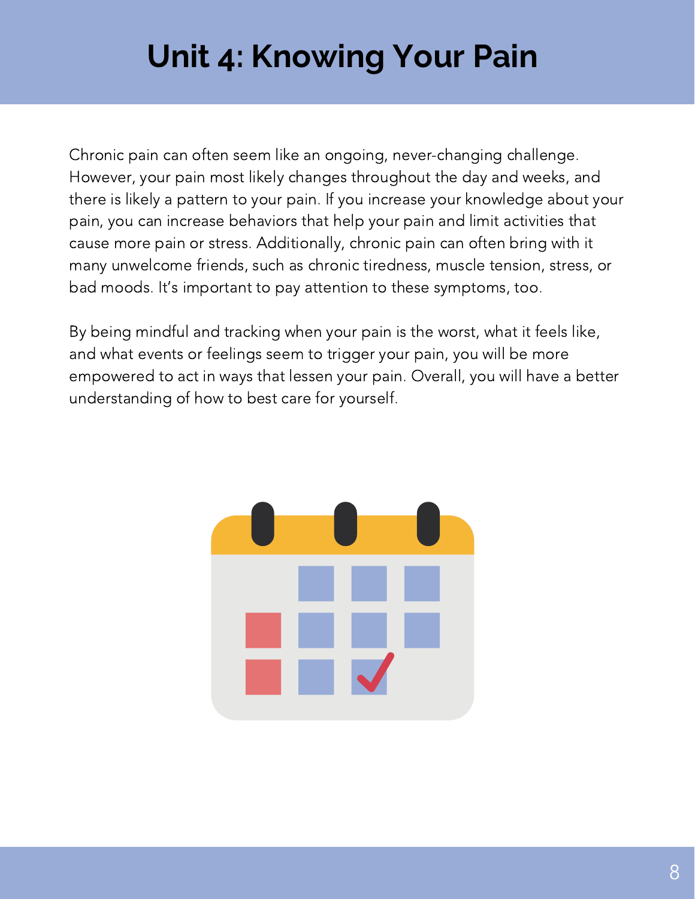# Unit 4: Knowing Your Pain

Chronic pain can often seem like an ongoing, never-changing challenge. However, your pain most likely changes throughout the day and weeks, and there is likely a pattern to your pain. If you increase your knowledge about your pain, you can increase behaviors that help your pain and limit activities that cause more pain or stress. Additionally, chronic pain can often bring with it many unwelcome friends, such as chronic tiredness, muscle tension, stress, or bad moods. It's important to pay attention to these symptoms, too.

By being mindful and tracking when your pain is the worst, what it feels like, and what events or feelings seem to trigger your pain, you will be more empowered to act in ways that lessen your pain. Overall, you will have a better understanding of how to best care for yourself.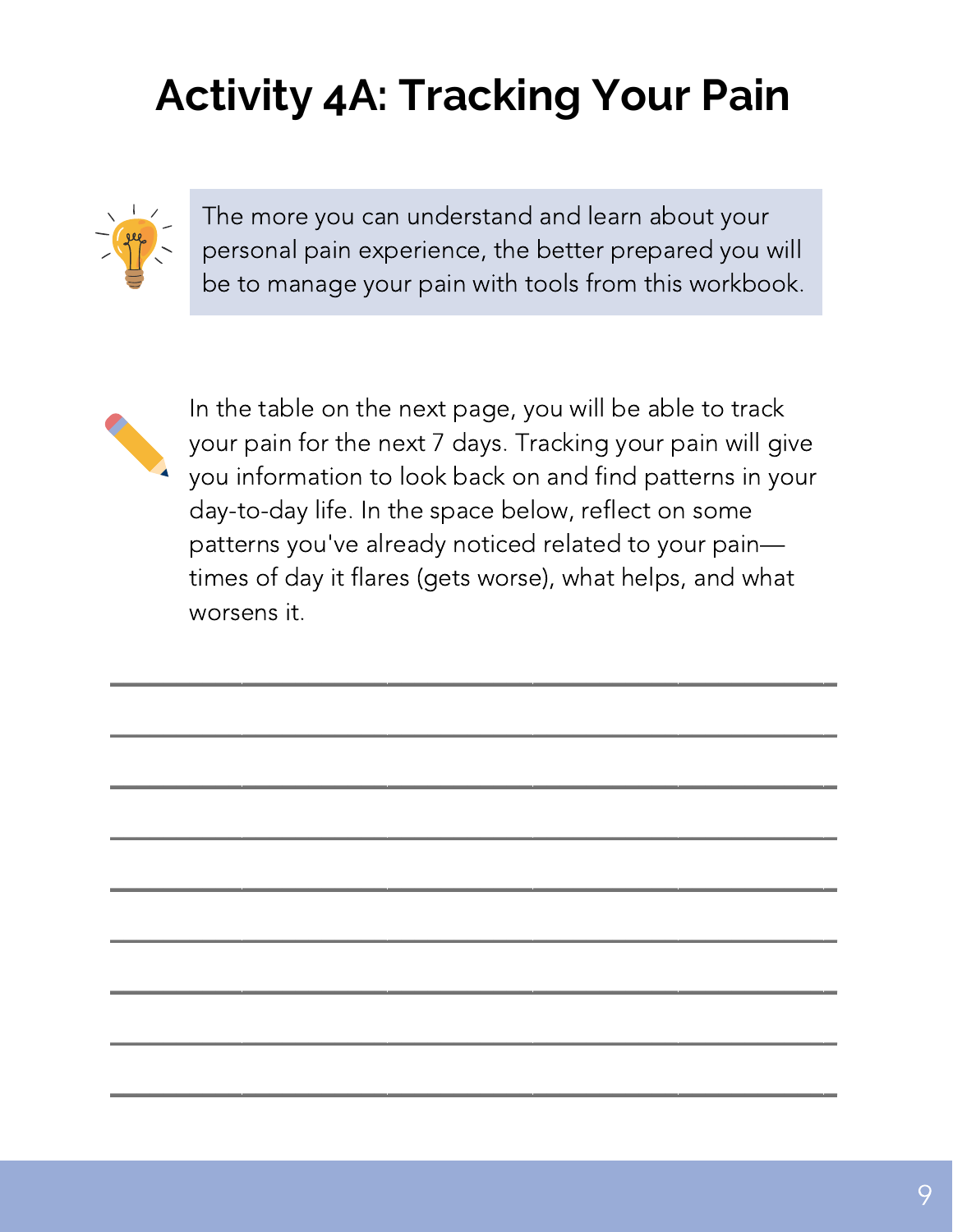# Activity 4A: Tracking Your Pain

The more you can understand and learn about your personal pain experience, the better prepared you will be to manage your pain with tools from this workbook.

In the table on the next page, you will be able to track your pain for the next 7 days. Tracking your pain will give you information to look back on and find patterns in your day-to-day life. In the space below, reflect on some patterns you've already noticed related to your pain—times of day it flares (gets worse), what helps, and what worsens it.

_______________________________________________

_______________________________________________

_______________________________________________

_______________________________________________

_______________________________________________

_______________________________________________

_______________________________________________

_______________________________________________

_______________________________________________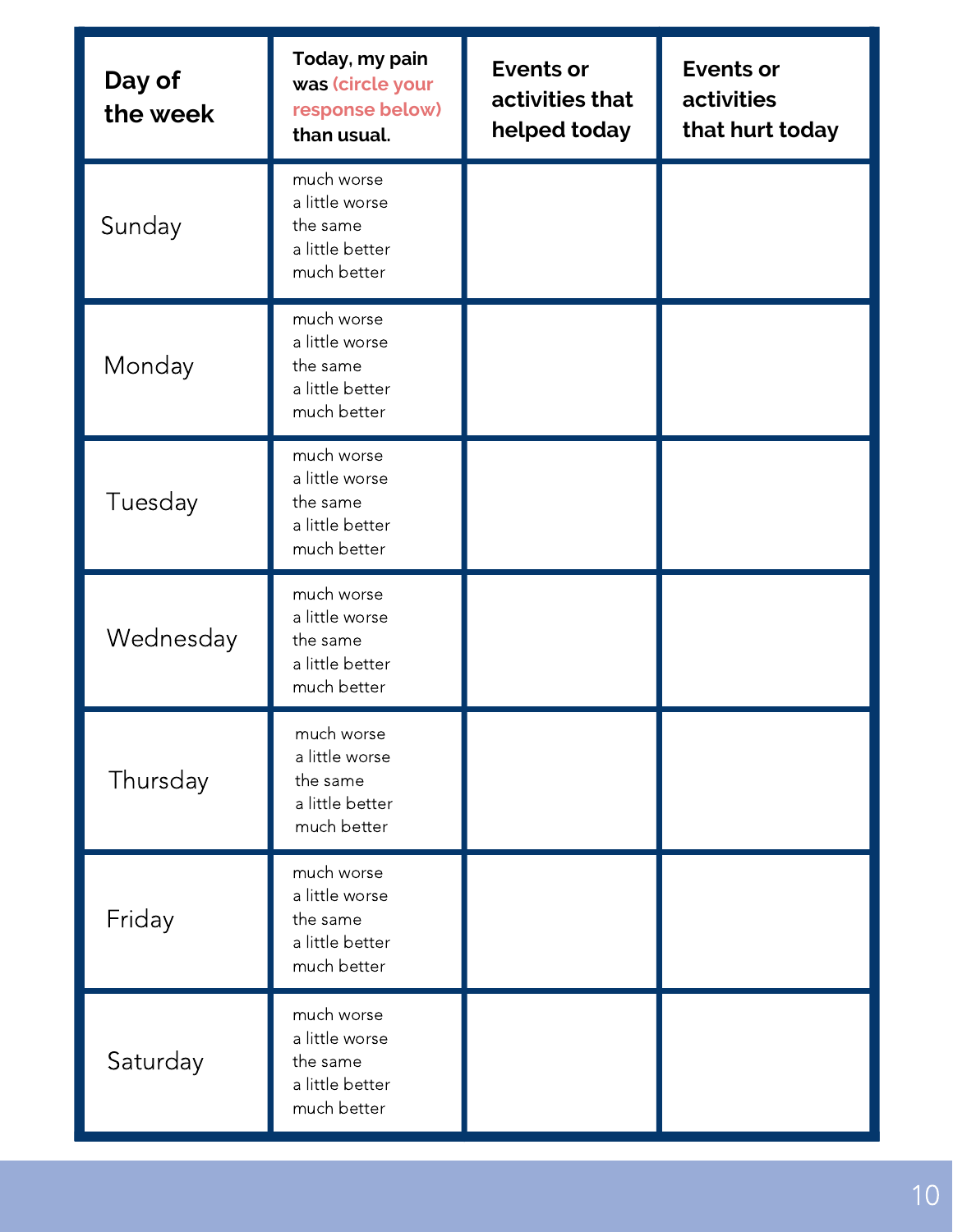| Day of the week | Today, my pain was (circle your response below) than usual. | Events or activities that helped today | Events or activities that hurt today |
|---|---|---|---|
| Sunday | much worse<br>a little worse<br>the same<br>a little better<br>much better | | |
| Monday | much worse<br>a little worse<br>the same<br>a little better<br>much better | | |
| Tuesday | much worse<br>a little worse<br>the same<br>a little better<br>much better | | |
| Wednesday | much worse<br>a little worse<br>the same<br>a little better<br>much better | | |
| Thursday | much worse<br>a little worse<br>the same<br>a little better<br>much better | | |
| Friday | much worse<br>a little worse<br>the same<br>a little better<br>much better | | |
| Saturday | much worse<br>a little worse<br>the same<br>a little better<br>much better | | |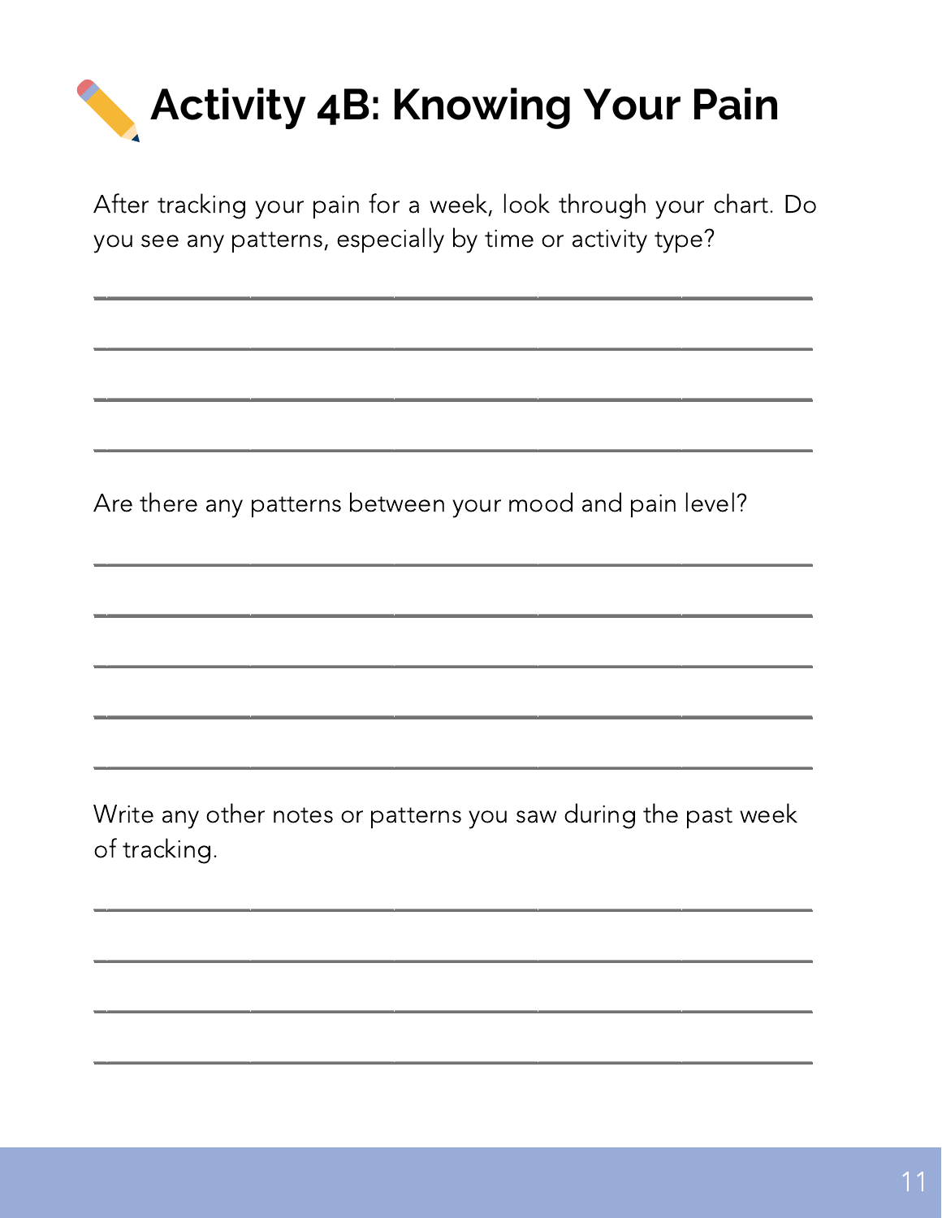# Activity 4B: Knowing Your Pain

After tracking your pain for a week, look through your chart. Do you see any patterns, especially by time or activity type?

\_\_\_\_\_\_\_\_\_\_\_\_\_\_\_\_\_\_\_\_\_\_\_\_\_\_\_\_\_\_\_\_\_\_\_\_\_\_\_\_\_\_\_\_\_\_\_\_\_\_\_\_\_\_\_\_

\_\_\_\_\_\_\_\_\_\_\_\_\_\_\_\_\_\_\_\_\_\_\_\_\_\_\_\_\_\_\_\_\_\_\_\_\_\_\_\_\_\_\_\_\_\_\_\_\_\_\_\_\_\_\_\_

\_\_\_\_\_\_\_\_\_\_\_\_\_\_\_\_\_\_\_\_\_\_\_\_\_\_\_\_\_\_\_\_\_\_\_\_\_\_\_\_\_\_\_\_\_\_\_\_\_\_\_\_\_\_\_\_

\_\_\_\_\_\_\_\_\_\_\_\_\_\_\_\_\_\_\_\_\_\_\_\_\_\_\_\_\_\_\_\_\_\_\_\_\_\_\_\_\_\_\_\_\_\_\_\_\_\_\_\_\_\_\_\_

Are there any patterns between your mood and pain level?

\_\_\_\_\_\_\_\_\_\_\_\_\_\_\_\_\_\_\_\_\_\_\_\_\_\_\_\_\_\_\_\_\_\_\_\_\_\_\_\_\_\_\_\_\_\_\_\_\_\_\_\_\_\_\_\_

\_\_\_\_\_\_\_\_\_\_\_\_\_\_\_\_\_\_\_\_\_\_\_\_\_\_\_\_\_\_\_\_\_\_\_\_\_\_\_\_\_\_\_\_\_\_\_\_\_\_\_\_\_\_\_\_

\_\_\_\_\_\_\_\_\_\_\_\_\_\_\_\_\_\_\_\_\_\_\_\_\_\_\_\_\_\_\_\_\_\_\_\_\_\_\_\_\_\_\_\_\_\_\_\_\_\_\_\_\_\_\_\_

\_\_\_\_\_\_\_\_\_\_\_\_\_\_\_\_\_\_\_\_\_\_\_\_\_\_\_\_\_\_\_\_\_\_\_\_\_\_\_\_\_\_\_\_\_\_\_\_\_\_\_\_\_\_\_\_

\_\_\_\_\_\_\_\_\_\_\_\_\_\_\_\_\_\_\_\_\_\_\_\_\_\_\_\_\_\_\_\_\_\_\_\_\_\_\_\_\_\_\_\_\_\_\_\_\_\_\_\_\_\_\_\_

Write any other notes or patterns you saw during the past week of tracking.

\_\_\_\_\_\_\_\_\_\_\_\_\_\_\_\_\_\_\_\_\_\_\_\_\_\_\_\_\_\_\_\_\_\_\_\_\_\_\_\_\_\_\_\_\_\_\_\_\_\_\_\_\_\_\_\_

\_\_\_\_\_\_\_\_\_\_\_\_\_\_\_\_\_\_\_\_\_\_\_\_\_\_\_\_\_\_\_\_\_\_\_\_\_\_\_\_\_\_\_\_\_\_\_\_\_\_\_\_\_\_\_\_

\_\_\_\_\_\_\_\_\_\_\_\_\_\_\_\_\_\_\_\_\_\_\_\_\_\_\_\_\_\_\_\_\_\_\_\_\_\_\_\_\_\_\_\_\_\_\_\_\_\_\_\_\_\_\_\_

\_\_\_\_\_\_\_\_\_\_\_\_\_\_\_\_\_\_\_\_\_\_\_\_\_\_\_\_\_\_\_\_\_\_\_\_\_\_\_\_\_\_\_\_\_\_\_\_\_\_\_\_\_\_\_\_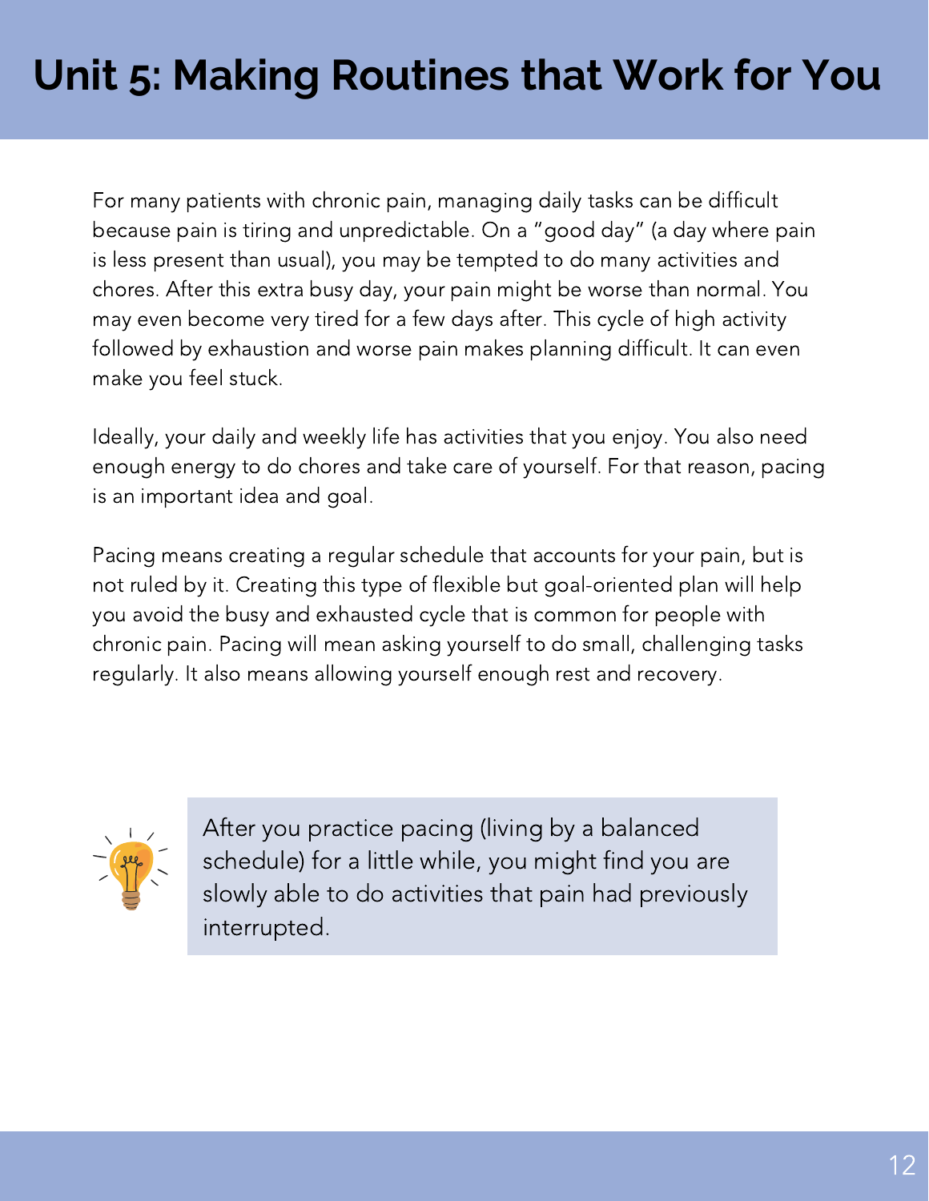# Unit 5: Making Routines that Work for You

For many patients with chronic pain, managing daily tasks can be difficult because pain is tiring and unpredictable. On a "good day" (a day where pain is less present than usual), you may be tempted to do many activities and chores. After this extra busy day, your pain might be worse than normal. You may even become very tired for a few days after. This cycle of high activity followed by exhaustion and worse pain makes planning difficult. It can even make you feel stuck.

Ideally, your daily and weekly life has activities that you enjoy. You also need enough energy to do chores and take care of yourself. For that reason, pacing is an important idea and goal.

Pacing means creating a regular schedule that accounts for your pain, but is not ruled by it. Creating this type of flexible but goal-oriented plan will help you avoid the busy and exhausted cycle that is common for people with chronic pain. Pacing will mean asking yourself to do small, challenging tasks regularly. It also means allowing yourself enough rest and recovery.

> After you practice pacing (living by a balanced schedule) for a little while, you might find you are slowly able to do activities that pain had previously interrupted.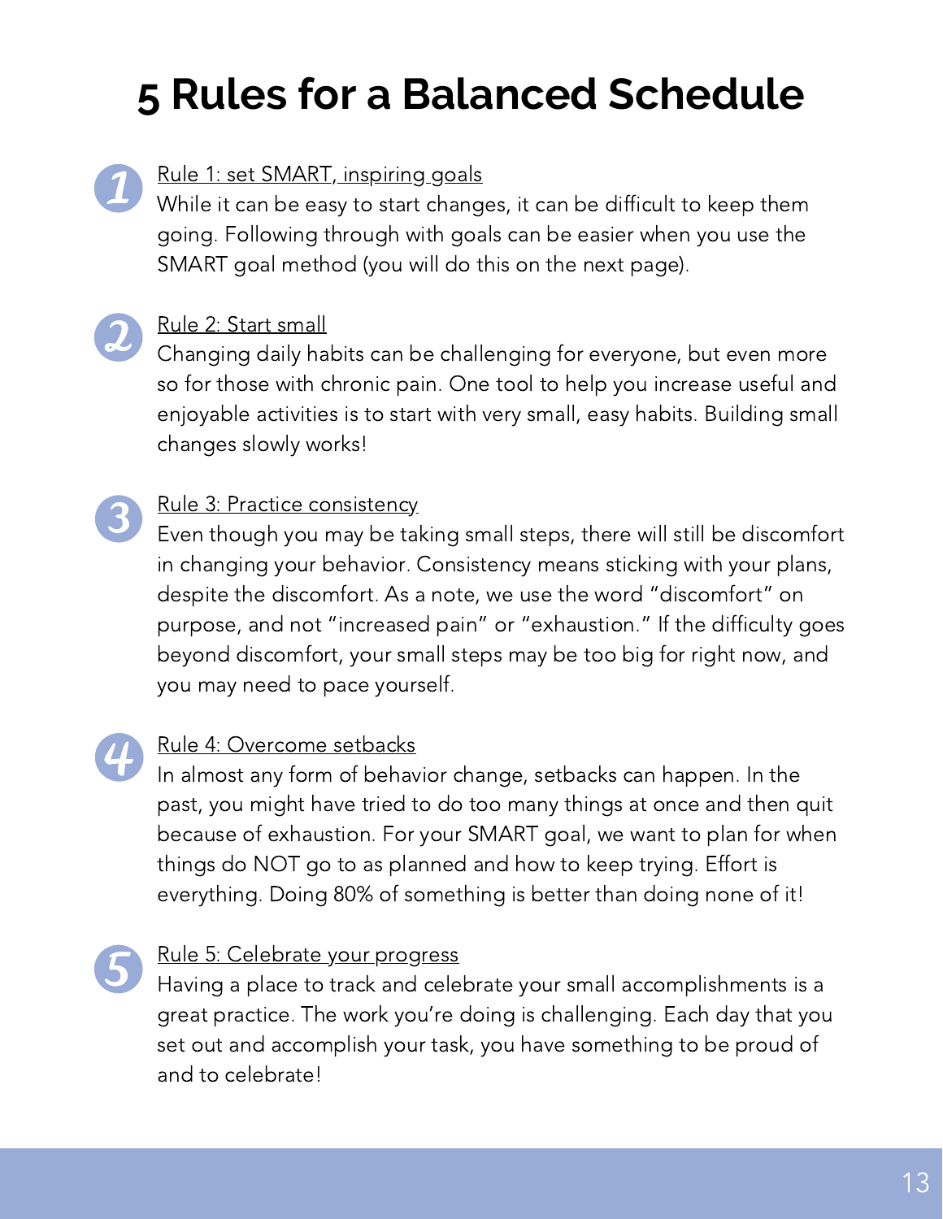# 5 Rules for a Balanced Schedule

1. Rule 1: set SMART, inspiring goals
   While it can be easy to start changes, it can be difficult to keep them going. Following through with goals can be easier when you use the SMART goal method (you will do this on the next page).

2. Rule 2: Start small
   Changing daily habits can be challenging for everyone, but even more so for those with chronic pain. One tool to help you increase useful and enjoyable activities is to start with very small, easy habits. Building small changes slowly works!

3. Rule 3: Practice consistency
   Even though you may be taking small steps, there will still be discomfort in changing your behavior. Consistency means sticking with your plans, despite the discomfort. As a note, we use the word "discomfort" on purpose, and not "increased pain" or "exhaustion." If the difficulty goes beyond discomfort, your small steps may be too big for right now, and you may need to pace yourself.

4. Rule 4: Overcome setbacks
   In almost any form of behavior change, setbacks can happen. In the past, you might have tried to do too many things at once and then quit because of exhaustion. For your SMART goal, we want to plan for when things do NOT go to as planned and how to keep trying. Effort is everything. Doing 80% of something is better than doing none of it!

5. Rule 5: Celebrate your progress
   Having a place to track and celebrate your small accomplishments is a great practice. The work you're doing is challenging. Each day that you set out and accomplish your task, you have something to be proud of and to celebrate!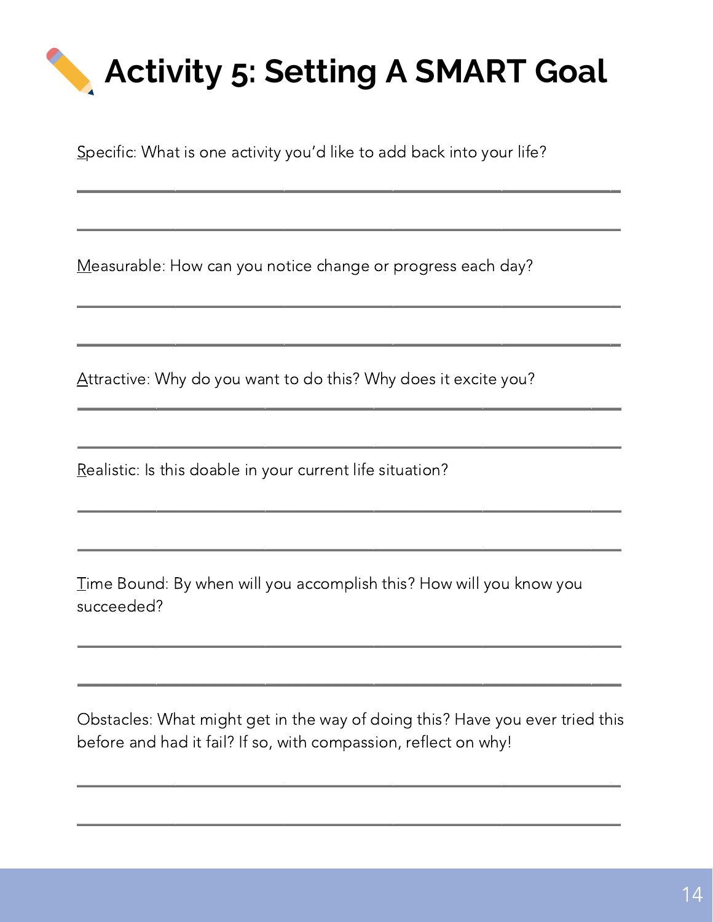# Activity 5: Setting A SMART Goal

Specific: What is one activity you'd like to add back into your life?

______________________________________________________________

______________________________________________________________

Measurable: How can you notice change or progress each day?

______________________________________________________________

______________________________________________________________

Attractive: Why do you want to do this? Why does it excite you?

______________________________________________________________

______________________________________________________________

Realistic: Is this doable in your current life situation?

______________________________________________________________

______________________________________________________________

Time Bound: By when will you accomplish this? How will you know you succeeded?

______________________________________________________________

______________________________________________________________

Obstacles: What might get in the way of doing this? Have you ever tried this before and had it fail? If so, with compassion, reflect on why!

______________________________________________________________

______________________________________________________________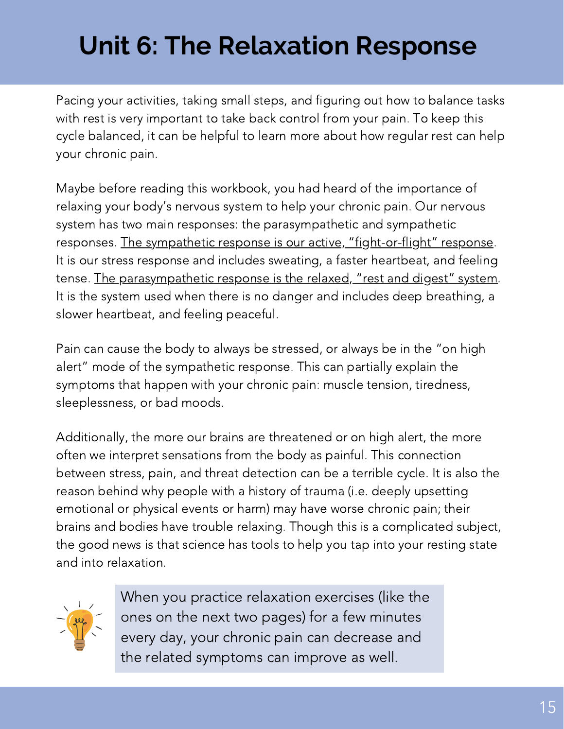# Unit 6: The Relaxation Response

Pacing your activities, taking small steps, and figuring out how to balance tasks with rest is very important to take back control from your pain. To keep this cycle balanced, it can be helpful to learn more about how regular rest can help your chronic pain.

Maybe before reading this workbook, you had heard of the importance of relaxing your body's nervous system to help your chronic pain. Our nervous system has two main responses: the parasympathetic and sympathetic responses. <u>The sympathetic response is our active, "fight-or-flight" response</u>. It is our stress response and includes sweating, a faster heartbeat, and feeling tense. <u>The parasympathetic response is the relaxed, "rest and digest" system</u>. It is the system used when there is no danger and includes deep breathing, a slower heartbeat, and feeling peaceful.

Pain can cause the body to always be stressed, or always be in the "on high alert" mode of the sympathetic response. This can partially explain the symptoms that happen with your chronic pain: muscle tension, tiredness, sleeplessness, or bad moods.

Additionally, the more our brains are threatened or on high alert, the more often we interpret sensations from the body as painful. This connection between stress, pain, and threat detection can be a terrible cycle. It is also the reason behind why people with a history of trauma (i.e. deeply upsetting emotional or physical events or harm) may have worse chronic pain; their brains and bodies have trouble relaxing. Though this is a complicated subject, the good news is that science has tools to help you tap into your resting state and into relaxation.

> When you practice relaxation exercises (like the ones on the next two pages) for a few minutes every day, your chronic pain can decrease and the related symptoms can improve as well.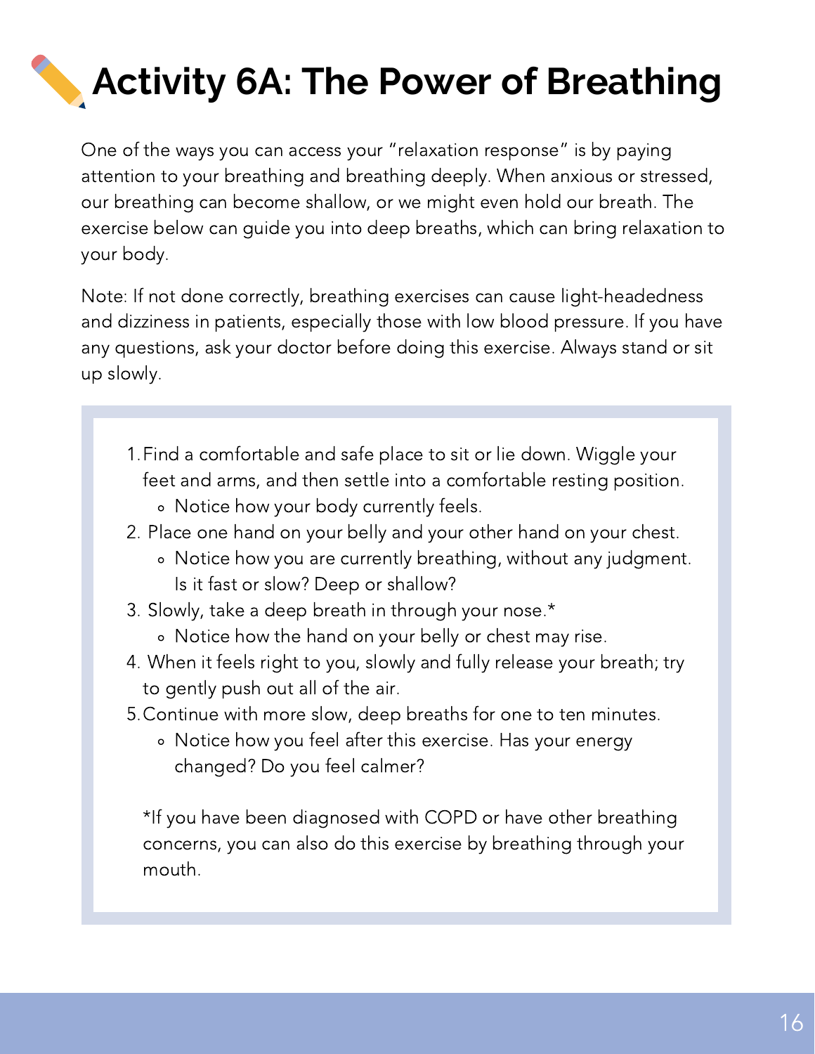# Activity 6A: The Power of Breathing

One of the ways you can access your "relaxation response" is by paying attention to your breathing and breathing deeply. When anxious or stressed, our breathing can become shallow, or we might even hold our breath. The exercise below can guide you into deep breaths, which can bring relaxation to your body.

Note: If not done correctly, breathing exercises can cause light-headedness and dizziness in patients, especially those with low blood pressure. If you have any questions, ask your doctor before doing this exercise. Always stand or sit up slowly.

1. Find a comfortable and safe place to sit or lie down. Wiggle your feet and arms, and then settle into a comfortable resting position.
   - Notice how your body currently feels.
2. Place one hand on your belly and your other hand on your chest.
   - Notice how you are currently breathing, without any judgment. Is it fast or slow? Deep or shallow?
3. Slowly, take a deep breath in through your nose.*
   - Notice how the hand on your belly or chest may rise.
4. When it feels right to you, slowly and fully release your breath; try to gently push out all of the air.
5. Continue with more slow, deep breaths for one to ten minutes.
   - Notice how you feel after this exercise. Has your energy changed? Do you feel calmer?

*If you have been diagnosed with COPD or have other breathing concerns, you can also do this exercise by breathing through your mouth.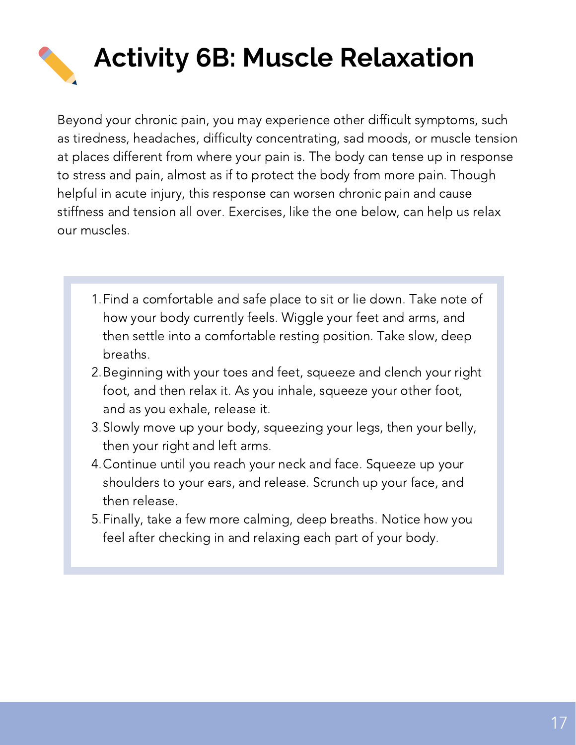# Activity 6B: Muscle Relaxation

Beyond your chronic pain, you may experience other difficult symptoms, such as tiredness, headaches, difficulty concentrating, sad moods, or muscle tension at places different from where your pain is. The body can tense up in response to stress and pain, almost as if to protect the body from more pain. Though helpful in acute injury, this response can worsen chronic pain and cause stiffness and tension all over. Exercises, like the one below, can help us relax our muscles.

1. Find a comfortable and safe place to sit or lie down. Take note of how your body currently feels. Wiggle your feet and arms, and then settle into a comfortable resting position. Take slow, deep breaths.
2. Beginning with your toes and feet, squeeze and clench your right foot, and then relax it. As you inhale, squeeze your other foot, and as you exhale, release it.
3. Slowly move up your body, squeezing your legs, then your belly, then your right and left arms.
4. Continue until you reach your neck and face. Squeeze up your shoulders to your ears, and release. Scrunch up your face, and then release.
5. Finally, take a few more calming, deep breaths. Notice how you feel after checking in and relaxing each part of your body.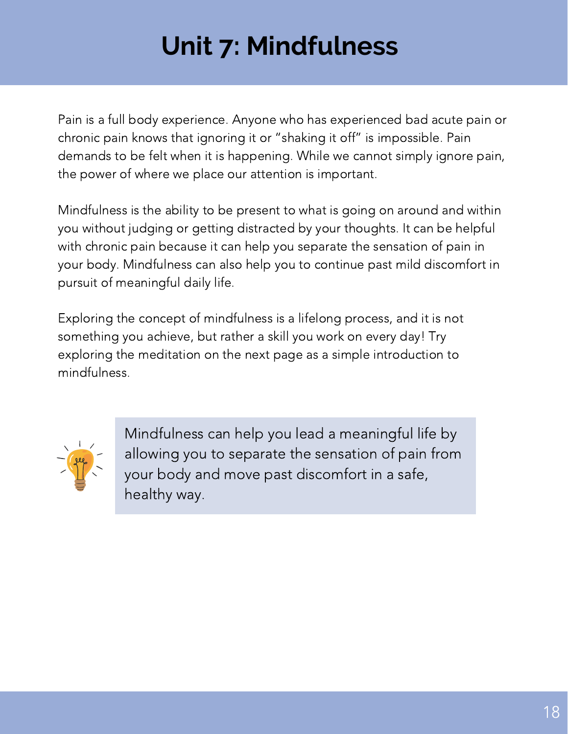# Unit 7: Mindfulness

Pain is a full body experience. Anyone who has experienced bad acute pain or chronic pain knows that ignoring it or "shaking it off" is impossible. Pain demands to be felt when it is happening. While we cannot simply ignore pain, the power of where we place our attention is important.

Mindfulness is the ability to be present to what is going on around and within you without judging or getting distracted by your thoughts. It can be helpful with chronic pain because it can help you separate the sensation of pain in your body. Mindfulness can also help you to continue past mild discomfort in pursuit of meaningful daily life.

Exploring the concept of mindfulness is a lifelong process, and it is not something you achieve, but rather a skill you work on every day! Try exploring the meditation on the next page as a simple introduction to mindfulness.

> Mindfulness can help you lead a meaningful life by allowing you to separate the sensation of pain from your body and move past discomfort in a safe, healthy way.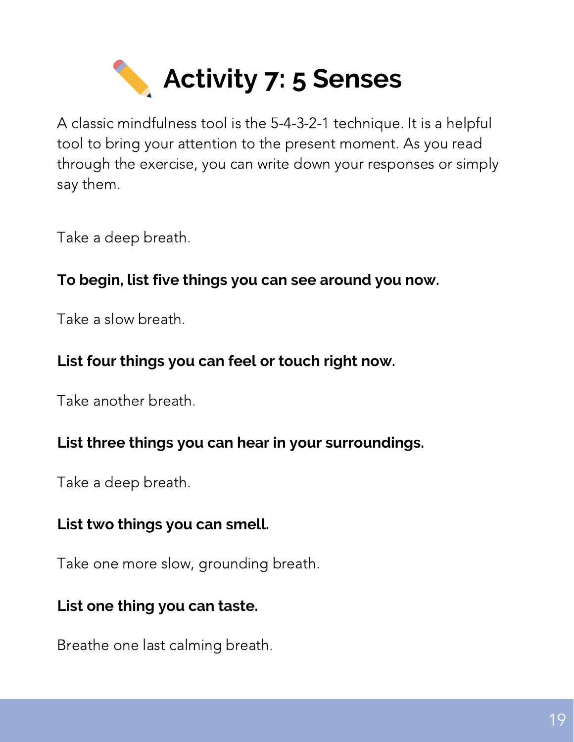# Activity 7: 5 Senses

A classic mindfulness tool is the 5-4-3-2-1 technique. It is a helpful tool to bring your attention to the present moment. As you read through the exercise, you can write down your responses or simply say them.

Take a deep breath.

**To begin, list five things you can see around you now.**

Take a slow breath.

**List four things you can feel or touch right now.**

Take another breath.

**List three things you can hear in your surroundings.**

Take a deep breath.

**List two things you can smell.**

Take one more slow, grounding breath.

**List one thing you can taste.**

Breathe one last calming breath.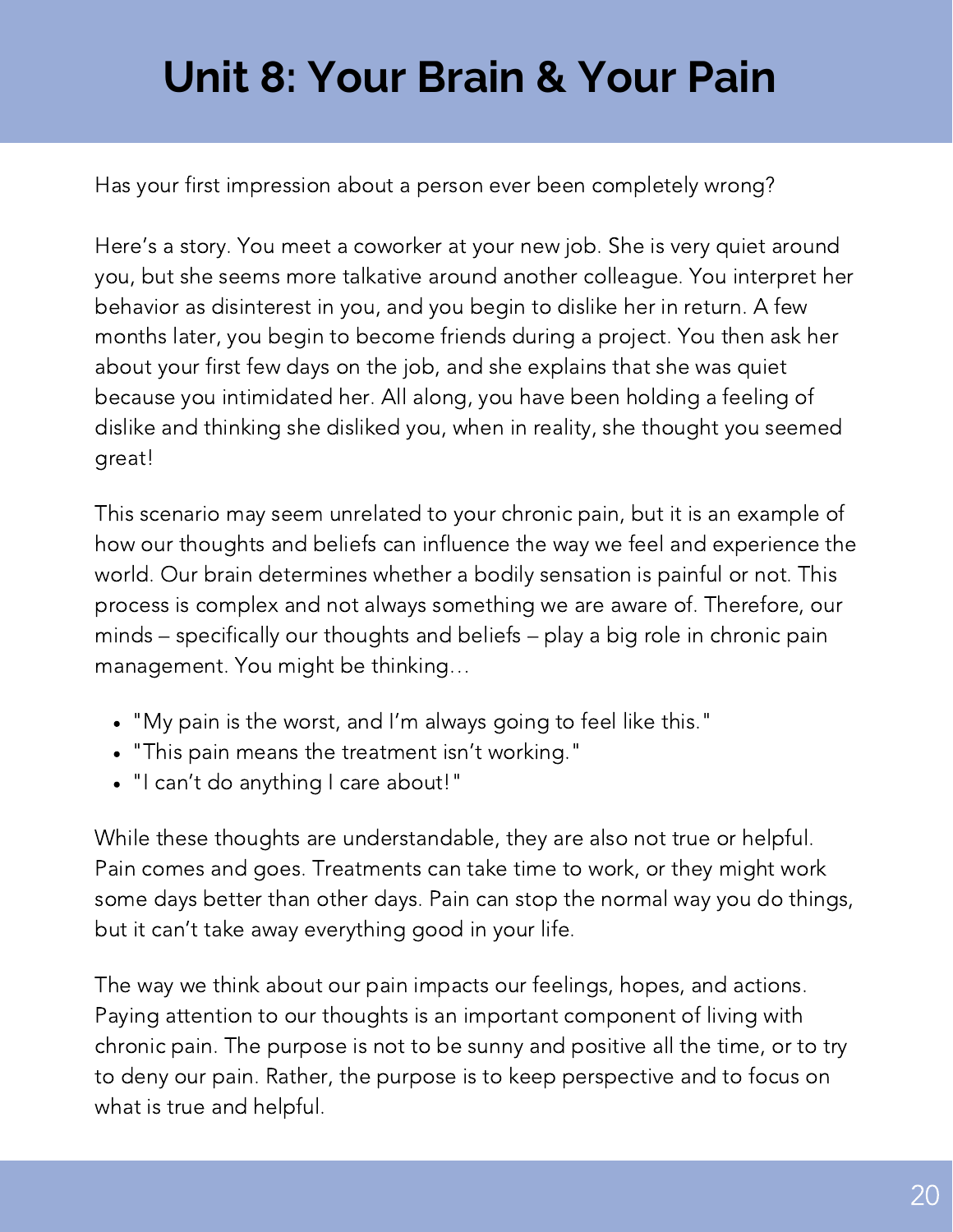# Unit 8: Your Brain & Your Pain

Has your first impression about a person ever been completely wrong?

Here's a story. You meet a coworker at your new job. She is very quiet around you, but she seems more talkative around another colleague. You interpret her behavior as disinterest in you, and you begin to dislike her in return. A few months later, you begin to become friends during a project. You then ask her about your first few days on the job, and she explains that she was quiet because you intimidated her. All along, you have been holding a feeling of dislike and thinking she disliked you, when in reality, she thought you seemed great!

This scenario may seem unrelated to your chronic pain, but it is an example of how our thoughts and beliefs can influence the way we feel and experience the world. Our brain determines whether a bodily sensation is painful or not. This process is complex and not always something we are aware of. Therefore, our minds – specifically our thoughts and beliefs – play a big role in chronic pain management. You might be thinking…

- "My pain is the worst, and I'm always going to feel like this."
- "This pain means the treatment isn't working."
- "I can't do anything I care about!"

While these thoughts are understandable, they are also not true or helpful. Pain comes and goes. Treatments can take time to work, or they might work some days better than other days. Pain can stop the normal way you do things, but it can't take away everything good in your life.

The way we think about our pain impacts our feelings, hopes, and actions. Paying attention to our thoughts is an important component of living with chronic pain. The purpose is not to be sunny and positive all the time, or to try to deny our pain. Rather, the purpose is to keep perspective and to focus on what is true and helpful.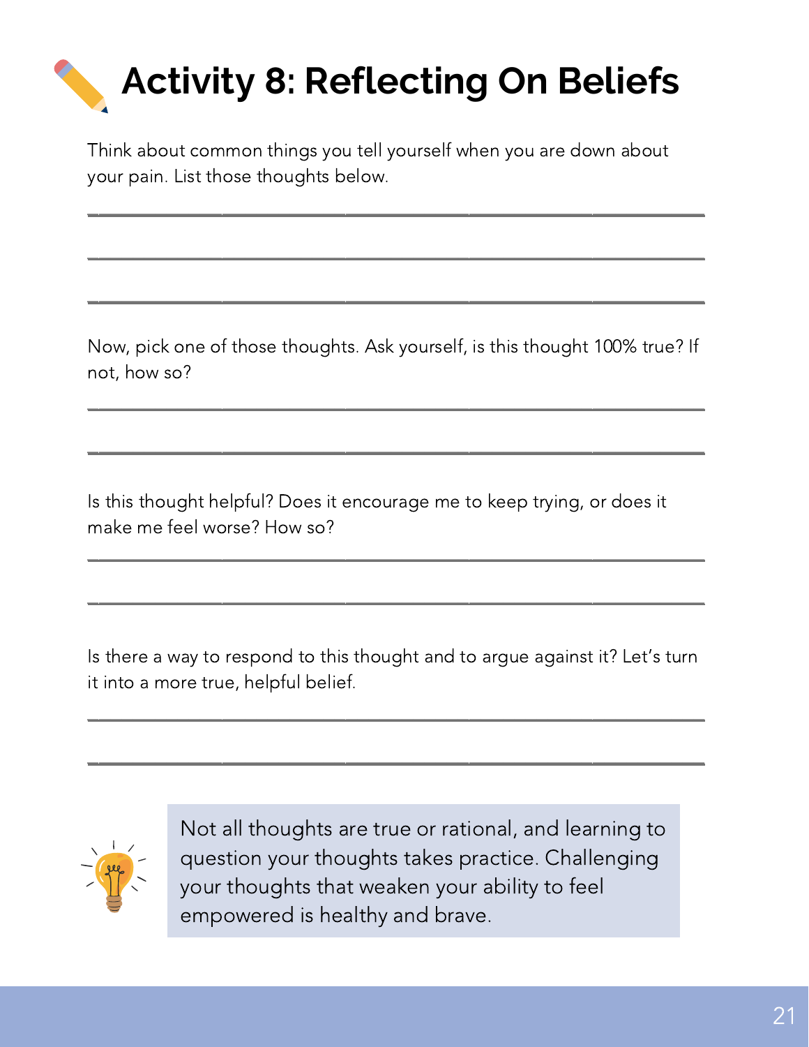# Activity 8: Reflecting On Beliefs

Think about common things you tell yourself when you are down about your pain. List those thoughts below.

___

___

___

Now, pick one of those thoughts. Ask yourself, is this thought 100% true? If not, how so?

___

___

Is this thought helpful? Does it encourage me to keep trying, or does it make me feel worse? How so?

___

___

Is there a way to respond to this thought and to argue against it? Let's turn it into a more true, helpful belief.

___

___

Not all thoughts are true or rational, and learning to question your thoughts takes practice. Challenging your thoughts that weaken your ability to feel empowered is healthy and brave.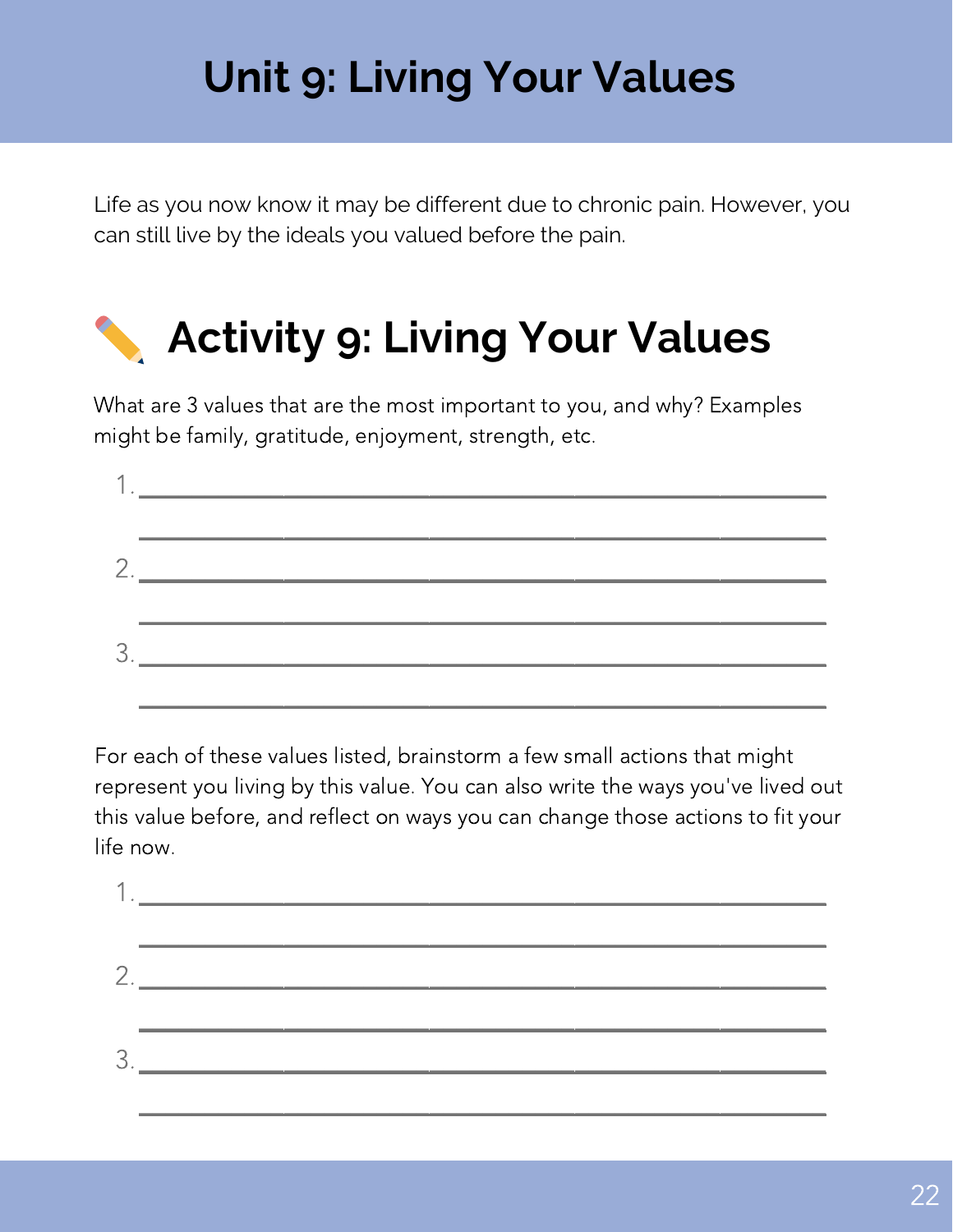# Unit 9: Living Your Values

Life as you now know it may be different due to chronic pain. However, you can still live by the ideals you valued before the pain.

## ✏️ Activity 9: Living Your Values

What are 3 values that are the most important to you, and why? Examples might be family, gratitude, enjoyment, strength, etc.

1. ________________________________________________
   ________________________________________________
2. ________________________________________________
   ________________________________________________
3. ________________________________________________
   ________________________________________________

For each of these values listed, brainstorm a few small actions that might represent you living by this value. You can also write the ways you've lived out this value before, and reflect on ways you can change those actions to fit your life now.

1. ________________________________________________
   ________________________________________________
2. ________________________________________________
   ________________________________________________
3. ________________________________________________
   ________________________________________________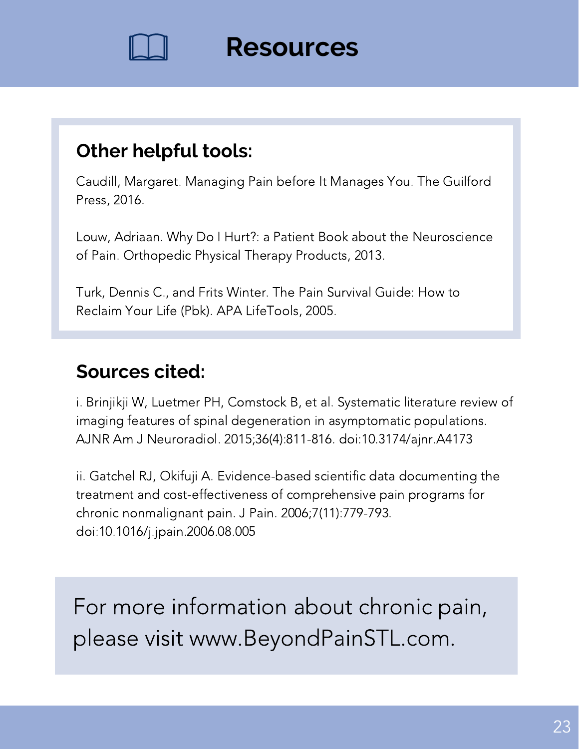# Resources

## Other helpful tools:

Caudill, Margaret. Managing Pain before It Manages You. The Guilford Press, 2016.

Louw, Adriaan. Why Do I Hurt?: a Patient Book about the Neuroscience of Pain. Orthopedic Physical Therapy Products, 2013.

Turk, Dennis C., and Frits Winter. The Pain Survival Guide: How to Reclaim Your Life (Pbk). APA LifeTools, 2005.

## Sources cited:

i. Brinjikji W, Luetmer PH, Comstock B, et al. Systematic literature review of imaging features of spinal degeneration in asymptomatic populations. AJNR Am J Neuroradiol. 2015;36(4):811-816. doi:10.3174/ajnr.A4173

ii. Gatchel RJ, Okifuji A. Evidence-based scientific data documenting the treatment and cost-effectiveness of comprehensive pain programs for chronic nonmalignant pain. J Pain. 2006;7(11):779-793. doi:10.1016/j.jpain.2006.08.005

For more information about chronic pain, please visit www.BeyondPainSTL.com.